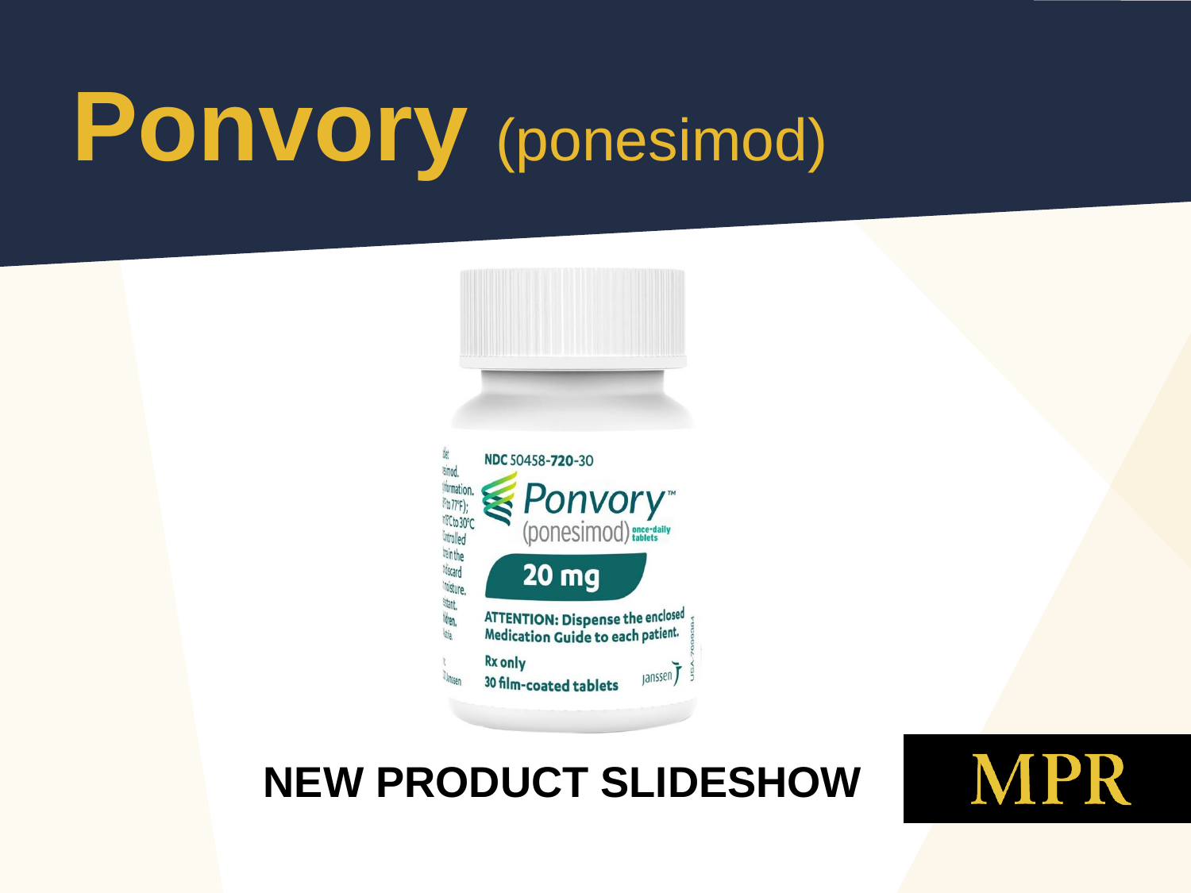# Ponvory (ponesimod)

NEW PRODUCT SLIDESHOW

MPR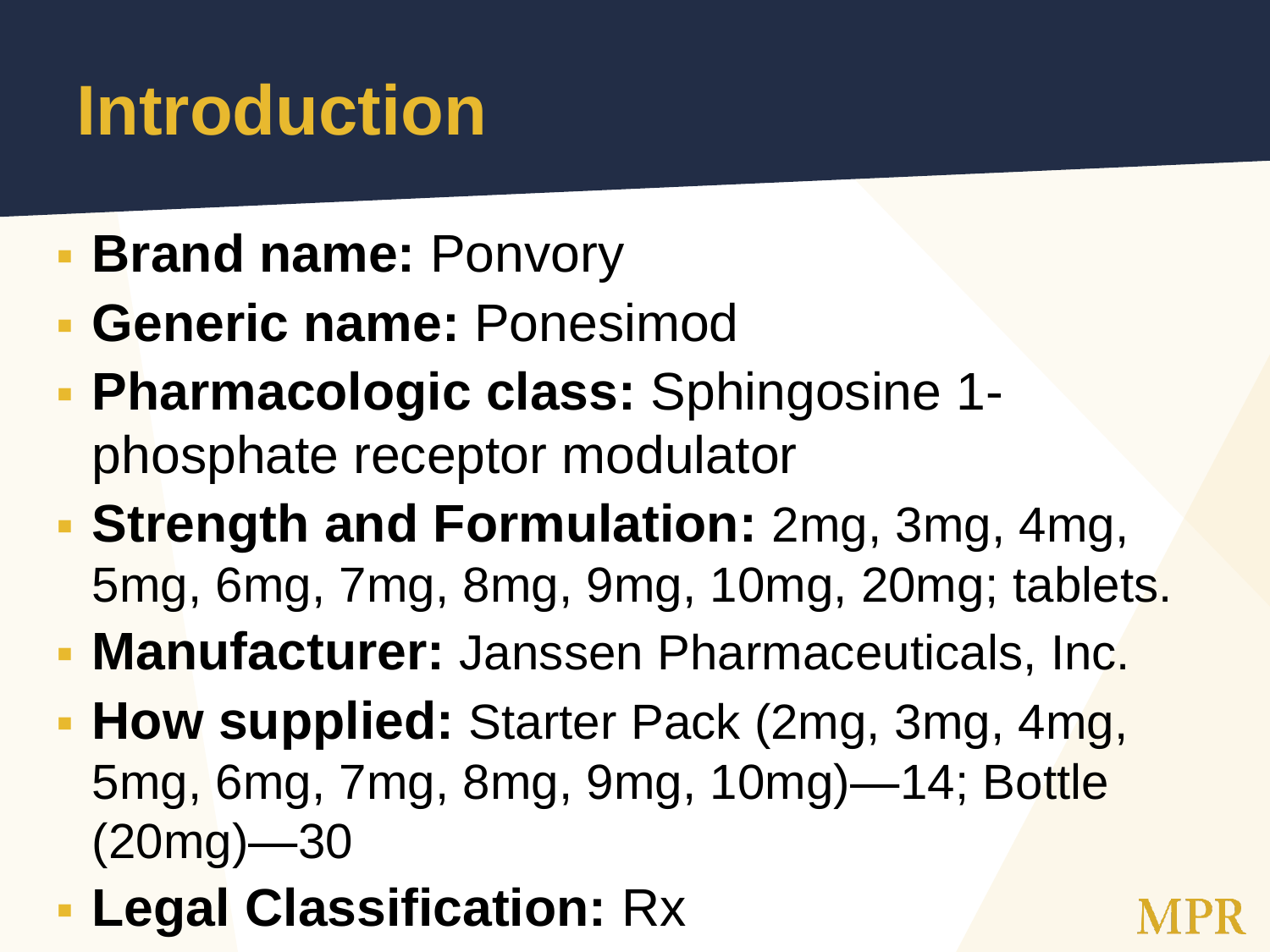# Introduction

- **Brand name:** Ponvory
- **Generic name:** Ponesimod
- **Pharmacologic class:** Sphingosine 1-phosphate receptor modulator
- **Strength and Formulation:** 2mg, 3mg, 4mg, 5mg, 6mg, 7mg, 8mg, 9mg, 10mg, 20mg; tablets.
- **Manufacturer:** Janssen Pharmaceuticals, Inc.
- **How supplied:** Starter Pack (2mg, 3mg, 4mg, 5mg, 6mg, 7mg, 8mg, 9mg, 10mg)—14; Bottle (20mg)—30
- **Legal Classification:** Rx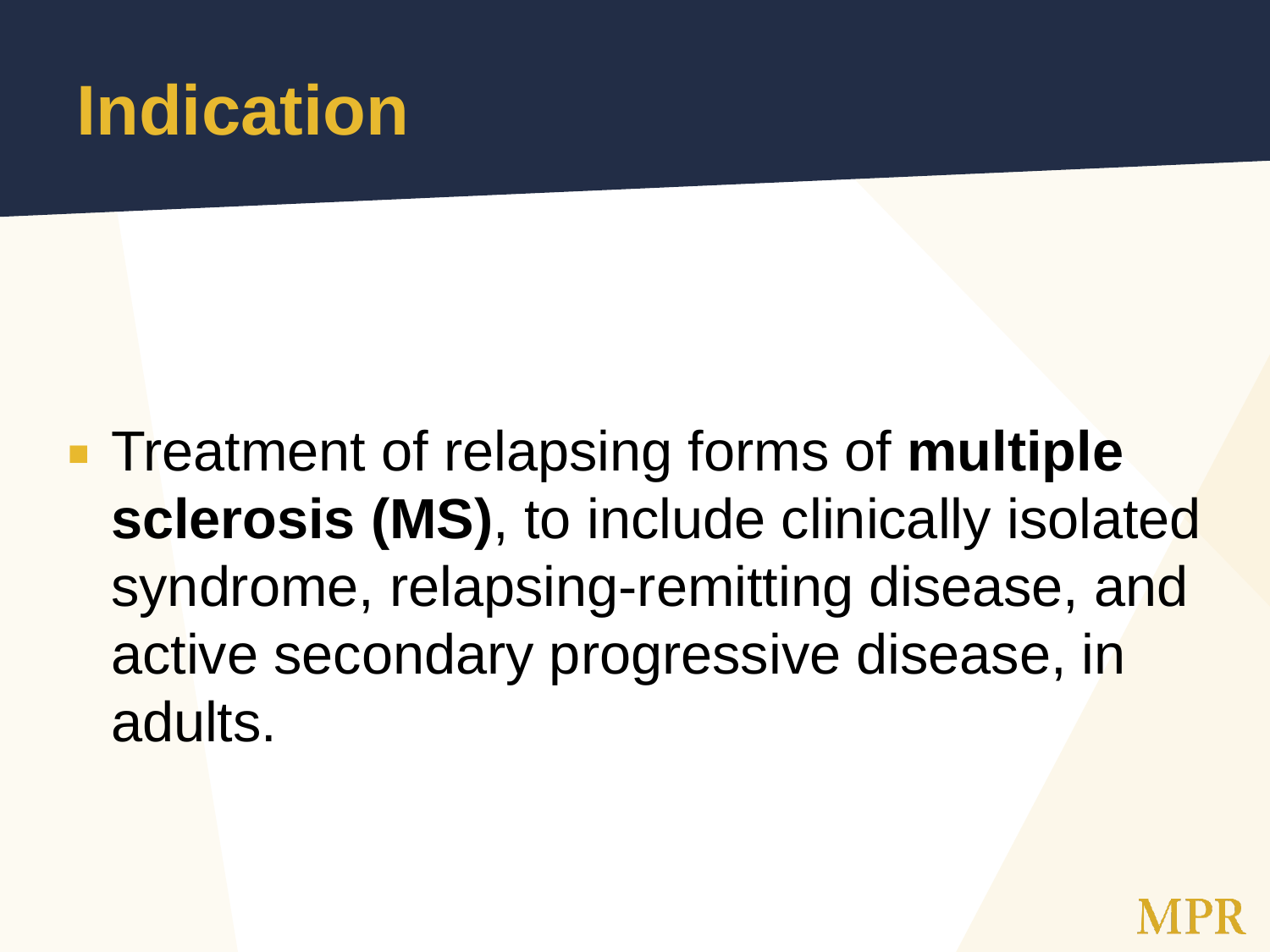# Indication

- Treatment of relapsing forms of **multiple sclerosis (MS)**, to include clinically isolated syndrome, relapsing-remitting disease, and active secondary progressive disease, in adults.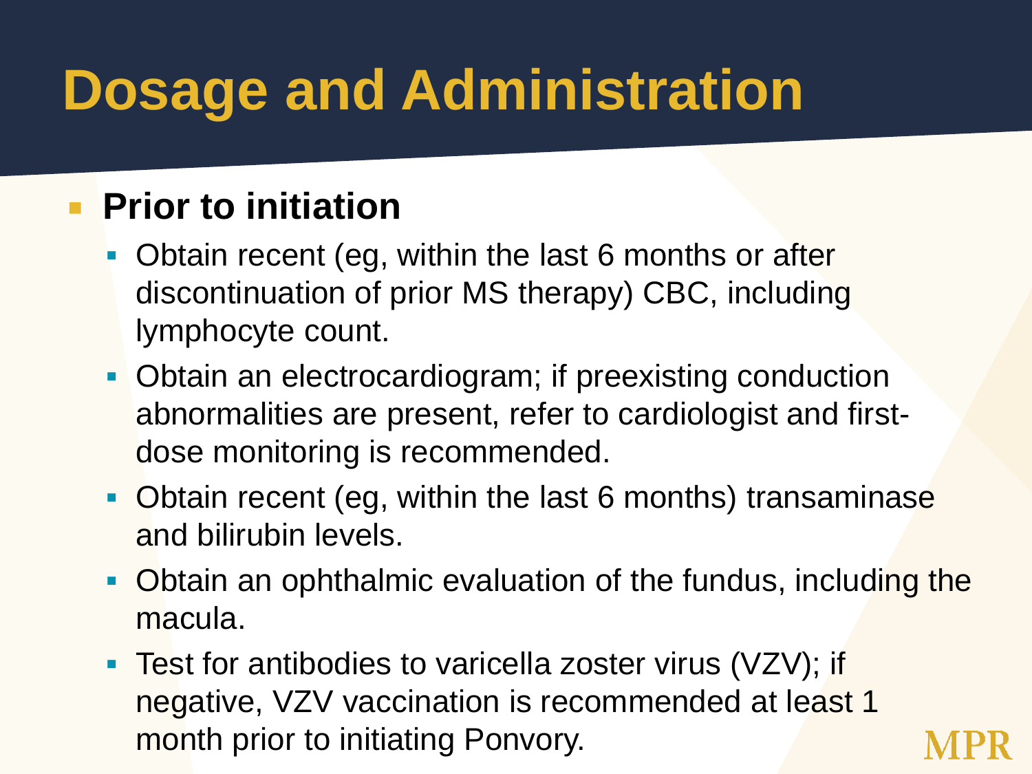# Dosage and Administration

- **Prior to initiation**
  - Obtain recent (eg, within the last 6 months or after discontinuation of prior MS therapy) CBC, including lymphocyte count.
  - Obtain an electrocardiogram; if preexisting conduction abnormalities are present, refer to cardiologist and first-dose monitoring is recommended.
  - Obtain recent (eg, within the last 6 months) transaminase and bilirubin levels.
  - Obtain an ophthalmic evaluation of the fundus, including the macula.
  - Test for antibodies to varicella zoster virus (VZV); if negative, VZV vaccination is recommended at least 1 month prior to initiating Ponvory.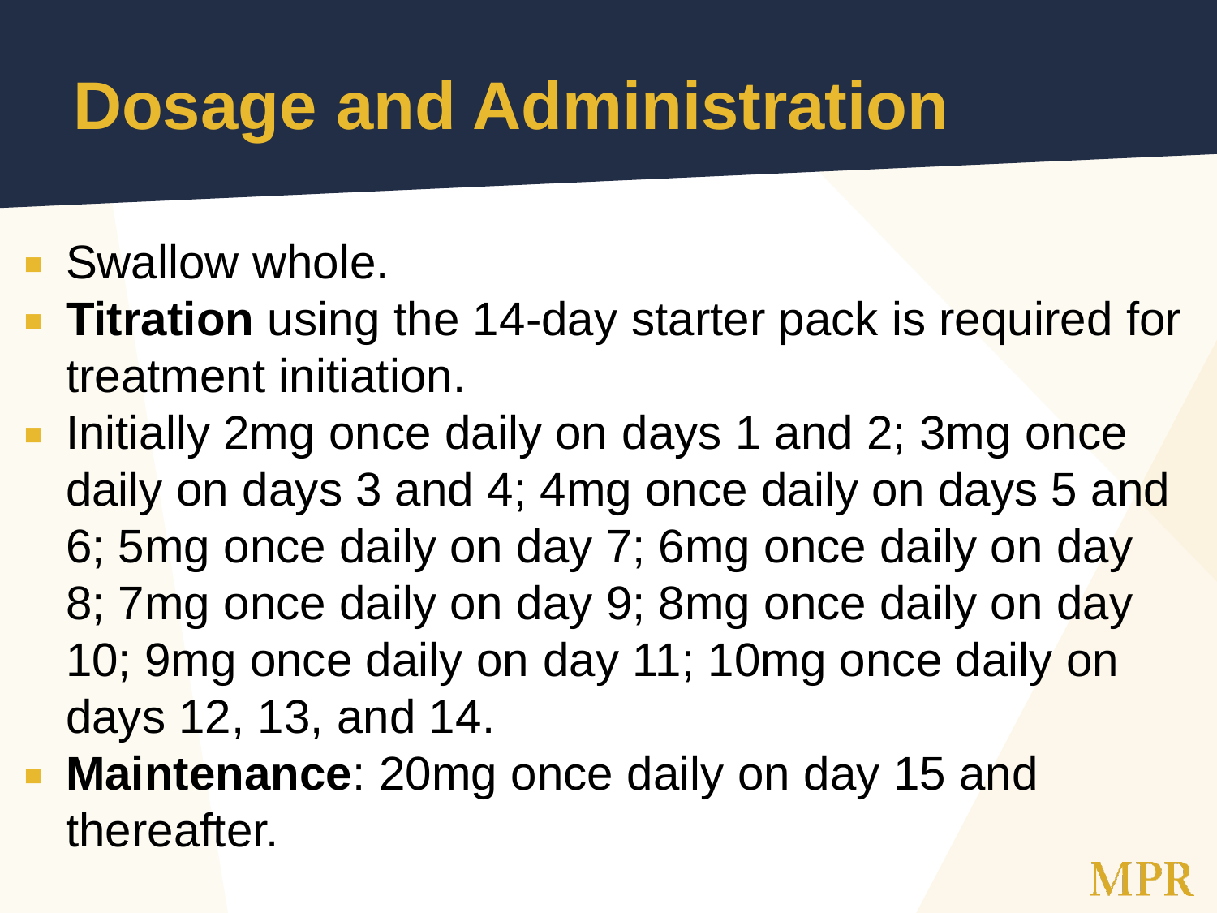# Dosage and Administration

- Swallow whole.
- **Titration** using the 14-day starter pack is required for treatment initiation.
- Initially 2mg once daily on days 1 and 2; 3mg once daily on days 3 and 4; 4mg once daily on days 5 and 6; 5mg once daily on day 7; 6mg once daily on day 8; 7mg once daily on day 9; 8mg once daily on day 10; 9mg once daily on day 11; 10mg once daily on days 12, 13, and 14.
- **Maintenance**: 20mg once daily on day 15 and thereafter.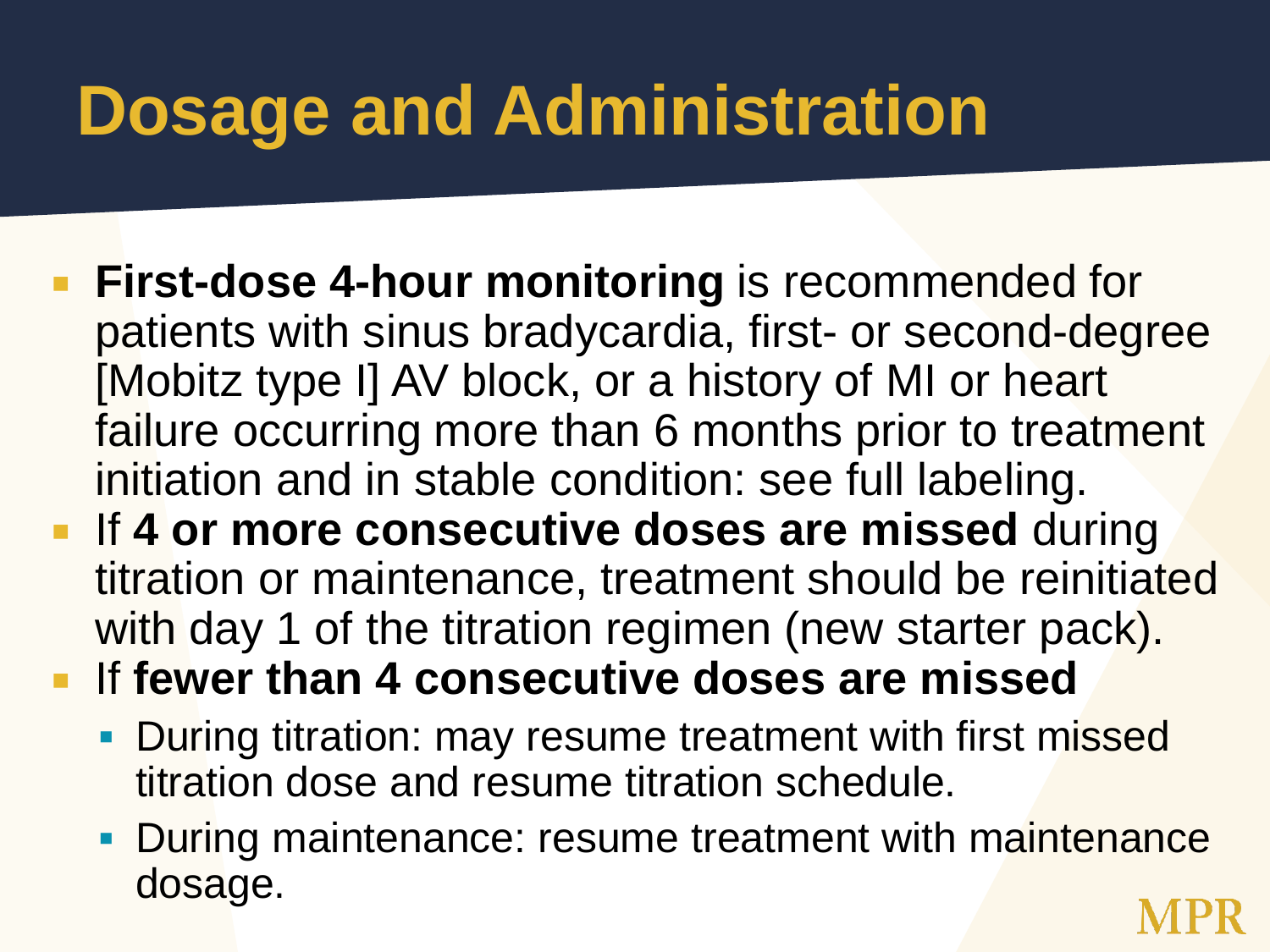# Dosage and Administration

- **First-dose 4-hour monitoring** is recommended for patients with sinus bradycardia, first- or second-degree [Mobitz type I] AV block, or a history of MI or heart failure occurring more than 6 months prior to treatment initiation and in stable condition: see full labeling.
- If **4 or more consecutive doses are missed** during titration or maintenance, treatment should be reinitiated with day 1 of the titration regimen (new starter pack).
- If **fewer than 4 consecutive doses are missed**
  - During titration: may resume treatment with first missed titration dose and resume titration schedule.
  - During maintenance: resume treatment with maintenance dosage.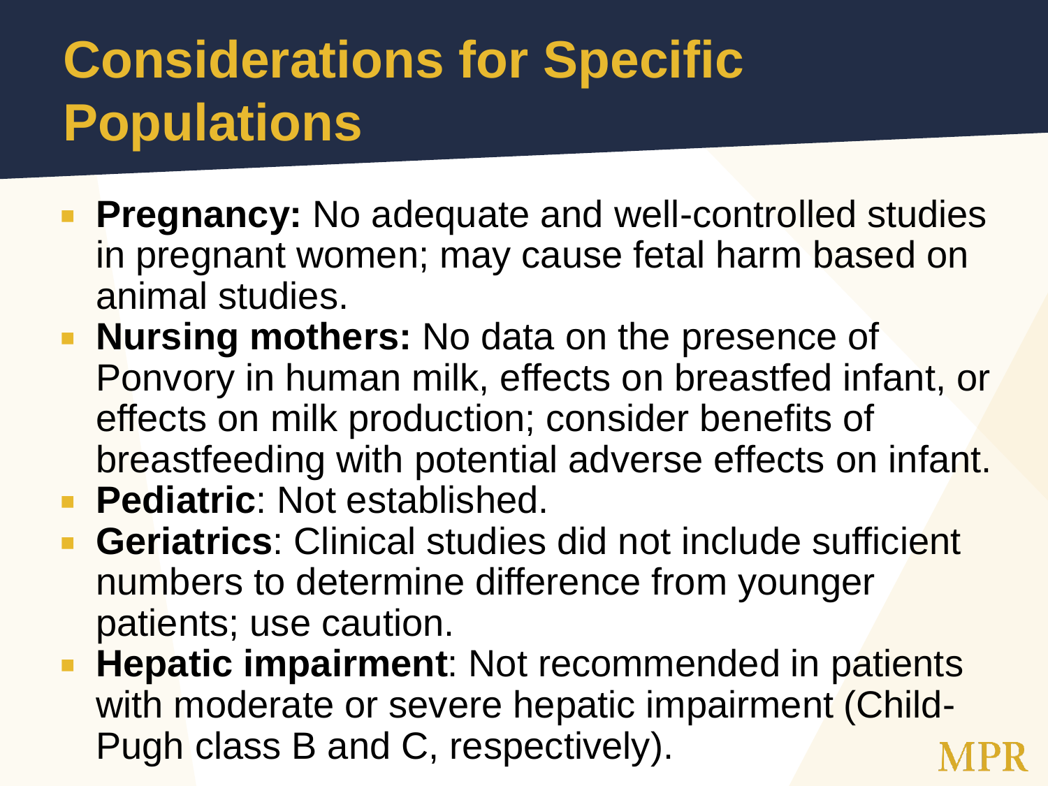# Considerations for Specific Populations

- **Pregnancy:** No adequate and well-controlled studies in pregnant women; may cause fetal harm based on animal studies.
- **Nursing mothers:** No data on the presence of Ponvory in human milk, effects on breastfed infant, or effects on milk production; consider benefits of breastfeeding with potential adverse effects on infant.
- **Pediatric**: Not established.
- **Geriatrics**: Clinical studies did not include sufficient numbers to determine difference from younger patients; use caution.
- **Hepatic impairment**: Not recommended in patients with moderate or severe hepatic impairment (Child-Pugh class B and C, respectively).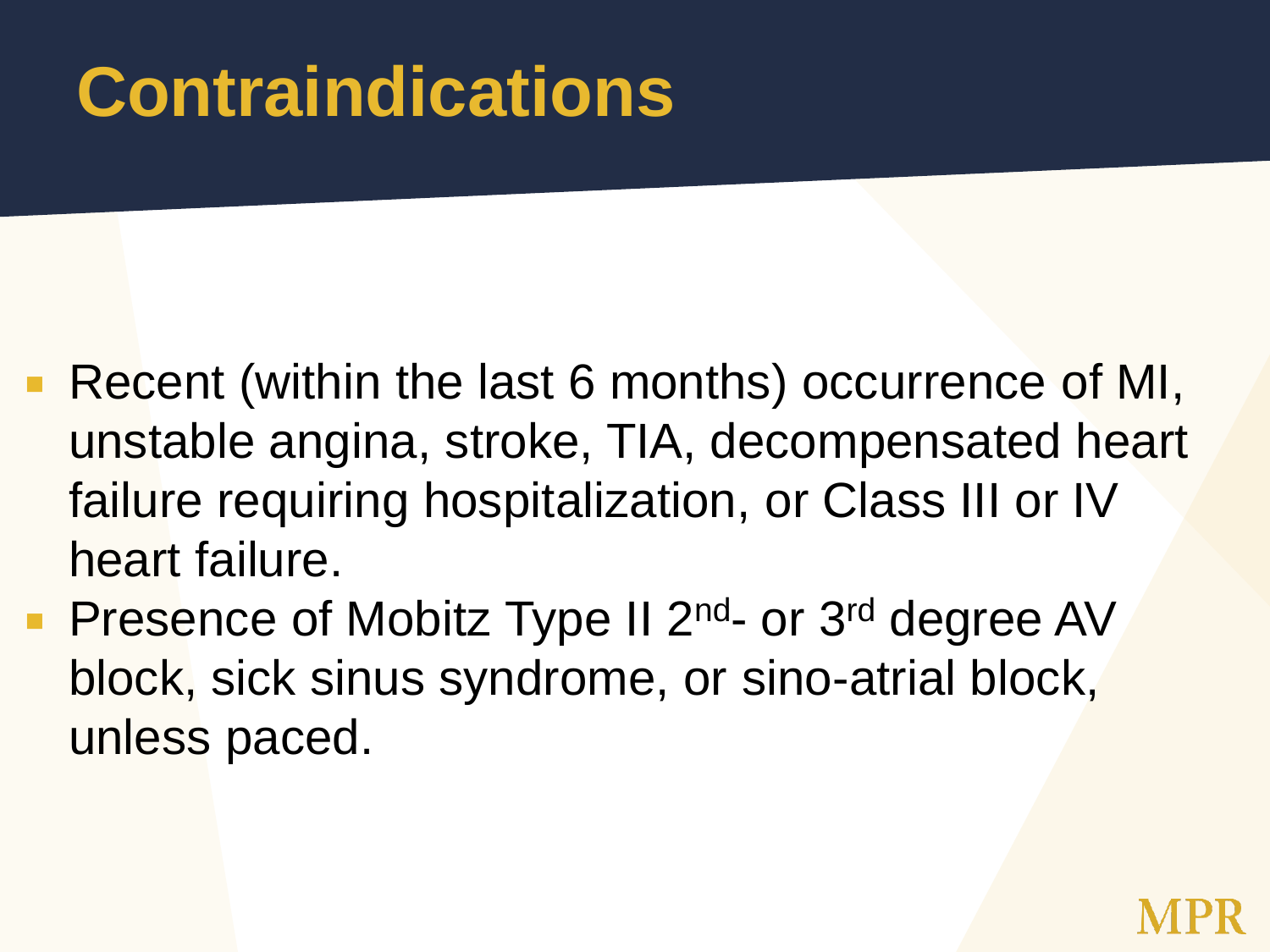# Contraindications

- Recent (within the last 6 months) occurrence of MI, unstable angina, stroke, TIA, decompensated heart failure requiring hospitalization, or Class III or IV heart failure.
- Presence of Mobitz Type II 2nd- or 3rd degree AV block, sick sinus syndrome, or sino-atrial block, unless paced.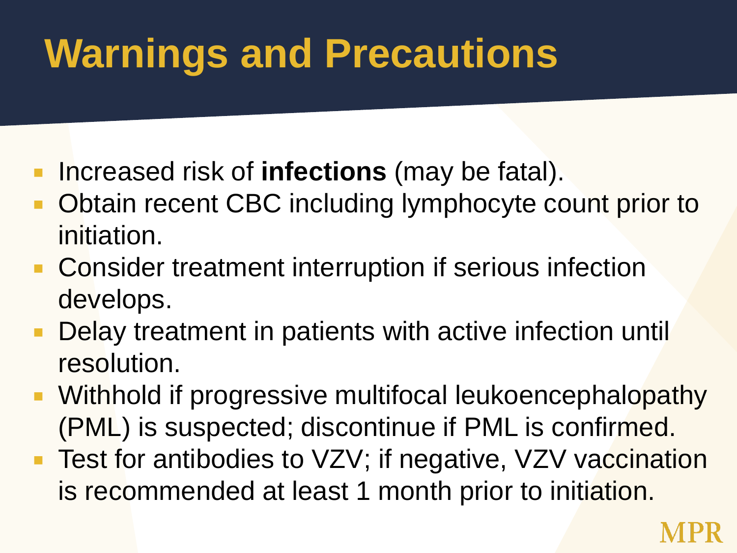# Warnings and Precautions

- Increased risk of **infections** (may be fatal).
- Obtain recent CBC including lymphocyte count prior to initiation.
- Consider treatment interruption if serious infection develops.
- Delay treatment in patients with active infection until resolution.
- Withhold if progressive multifocal leukoencephalopathy (PML) is suspected; discontinue if PML is confirmed.
- Test for antibodies to VZV; if negative, VZV vaccination is recommended at least 1 month prior to initiation.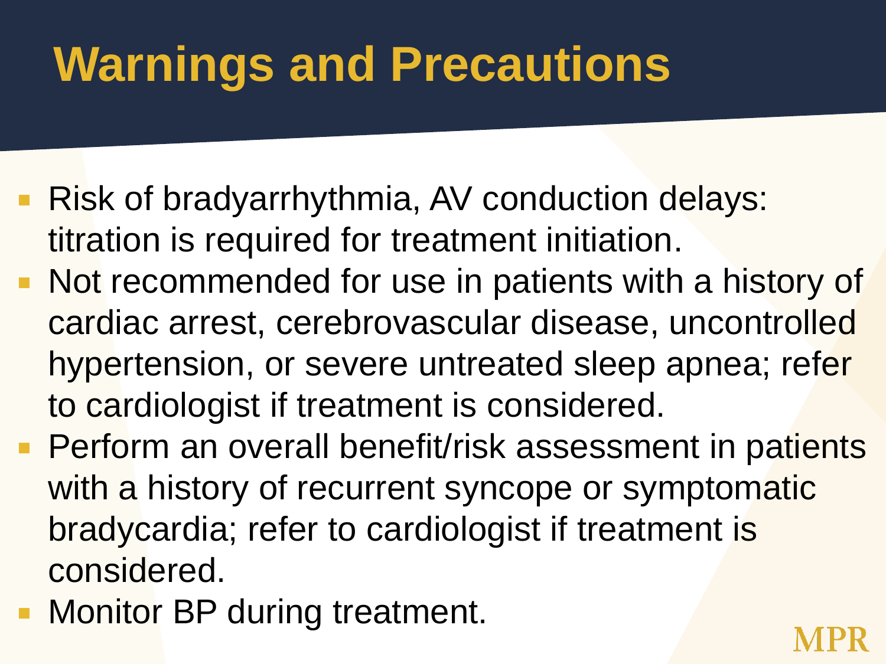# Warnings and Precautions

- Risk of bradyarrhythmia, AV conduction delays: titration is required for treatment initiation.
- Not recommended for use in patients with a history of cardiac arrest, cerebrovascular disease, uncontrolled hypertension, or severe untreated sleep apnea; refer to cardiologist if treatment is considered.
- Perform an overall benefit/risk assessment in patients with a history of recurrent syncope or symptomatic bradycardia; refer to cardiologist if treatment is considered.
- Monitor BP during treatment.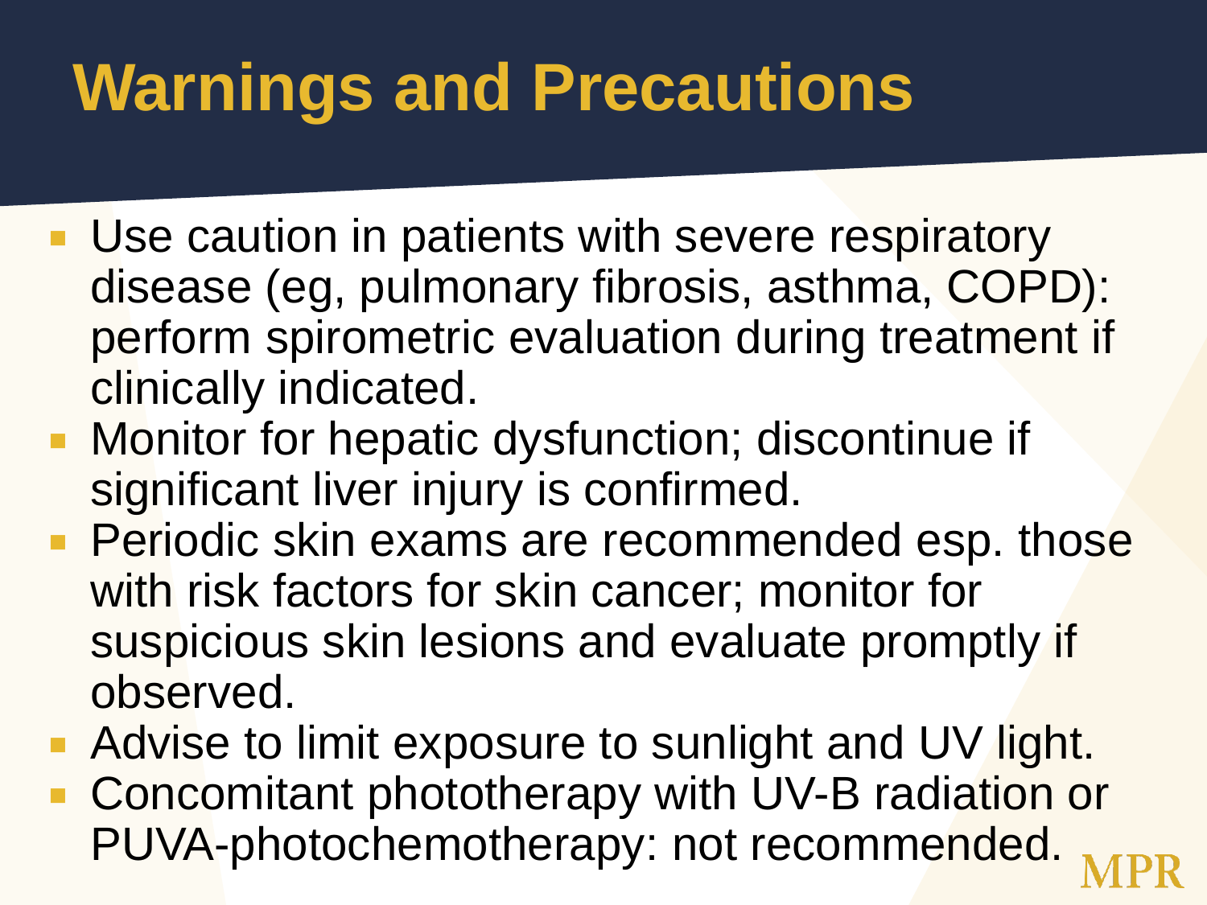# Warnings and Precautions

- Use caution in patients with severe respiratory disease (eg, pulmonary fibrosis, asthma, COPD): perform spirometric evaluation during treatment if clinically indicated.
- Monitor for hepatic dysfunction; discontinue if significant liver injury is confirmed.
- Periodic skin exams are recommended esp. those with risk factors for skin cancer; monitor for suspicious skin lesions and evaluate promptly if observed.
- Advise to limit exposure to sunlight and UV light.
- Concomitant phototherapy with UV-B radiation or PUVA-photochemotherapy: not recommended.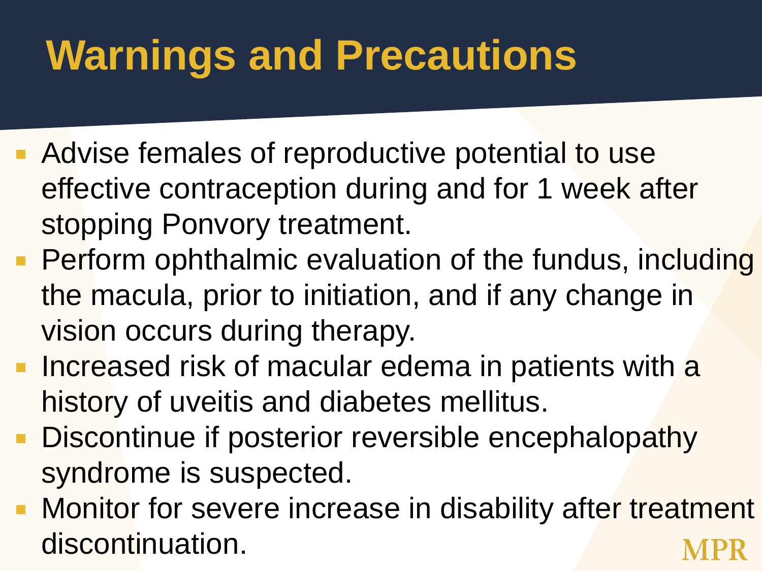# Warnings and Precautions

- Advise females of reproductive potential to use effective contraception during and for 1 week after stopping Ponvory treatment.
- Perform ophthalmic evaluation of the fundus, including the macula, prior to initiation, and if any change in vision occurs during therapy.
- Increased risk of macular edema in patients with a history of uveitis and diabetes mellitus.
- Discontinue if posterior reversible encephalopathy syndrome is suspected.
- Monitor for severe increase in disability after treatment discontinuation.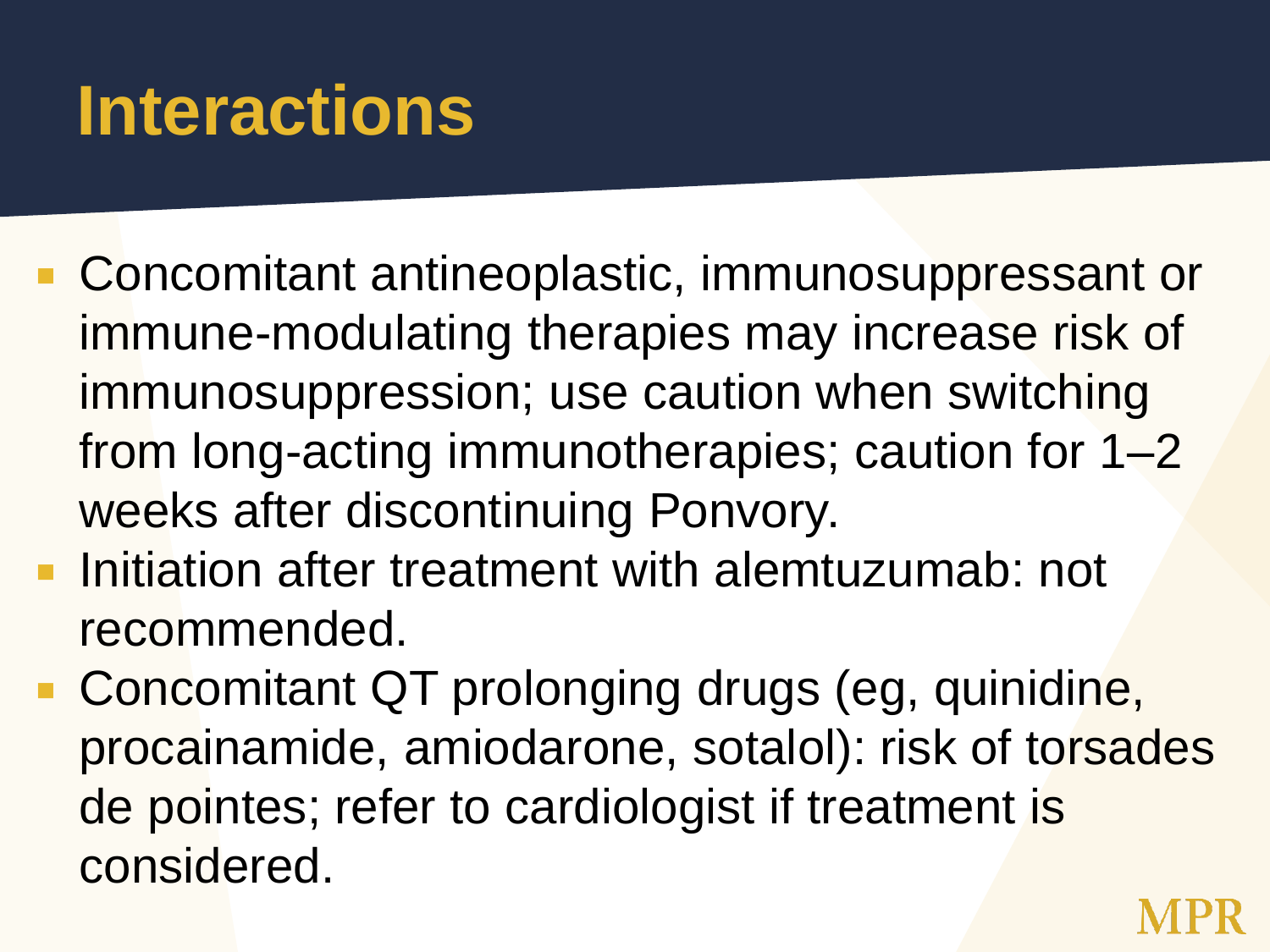# Interactions

- Concomitant antineoplastic, immunosuppressant or immune-modulating therapies may increase risk of immunosuppression; use caution when switching from long-acting immunotherapies; caution for 1–2 weeks after discontinuing Ponvory.
- Initiation after treatment with alemtuzumab: not recommended.
- Concomitant QT prolonging drugs (eg, quinidine, procainamide, amiodarone, sotalol): risk of torsades de pointes; refer to cardiologist if treatment is considered.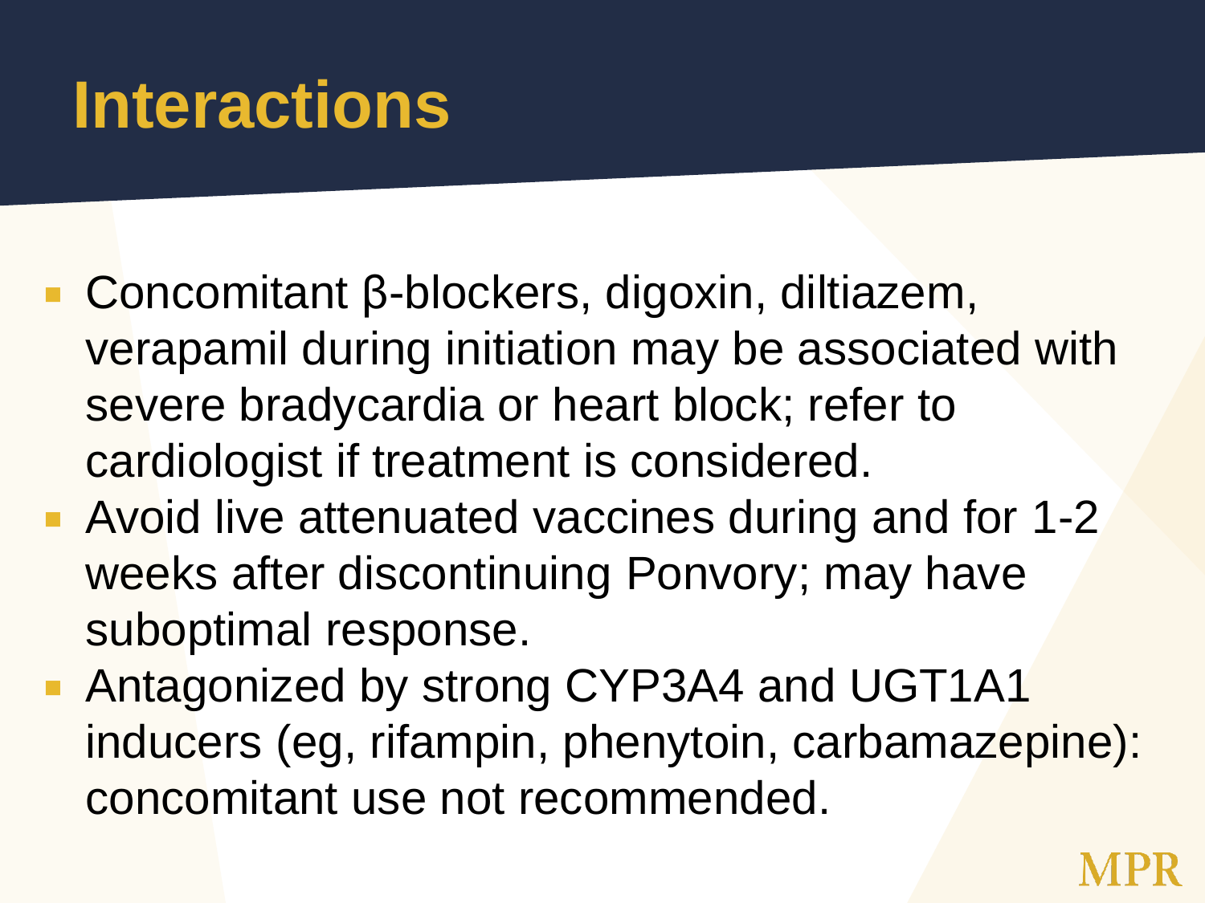# Interactions

- Concomitant β-blockers, digoxin, diltiazem, verapamil during initiation may be associated with severe bradycardia or heart block; refer to cardiologist if treatment is considered.
- Avoid live attenuated vaccines during and for 1-2 weeks after discontinuing Ponvory; may have suboptimal response.
- Antagonized by strong CYP3A4 and UGT1A1 inducers (eg, rifampin, phenytoin, carbamazepine): concomitant use not recommended.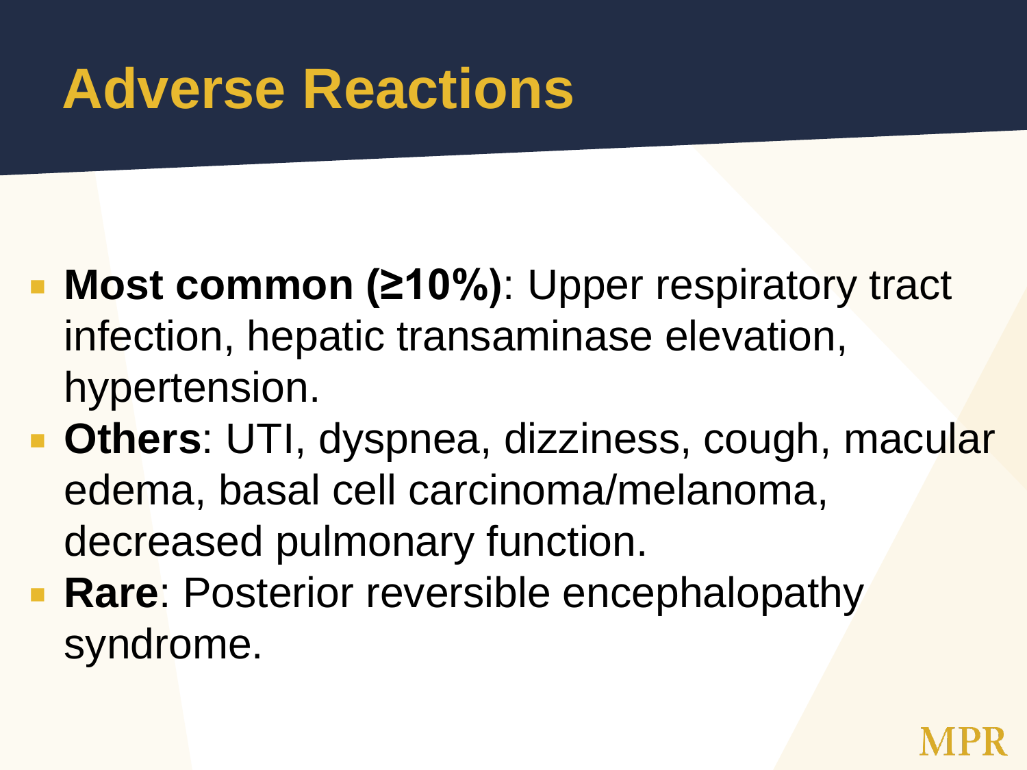# Adverse Reactions

- **Most common (≥10%)**: Upper respiratory tract infection, hepatic transaminase elevation, hypertension.
- **Others**: UTI, dyspnea, dizziness, cough, macular edema, basal cell carcinoma/melanoma, decreased pulmonary function.
- **Rare**: Posterior reversible encephalopathy syndrome.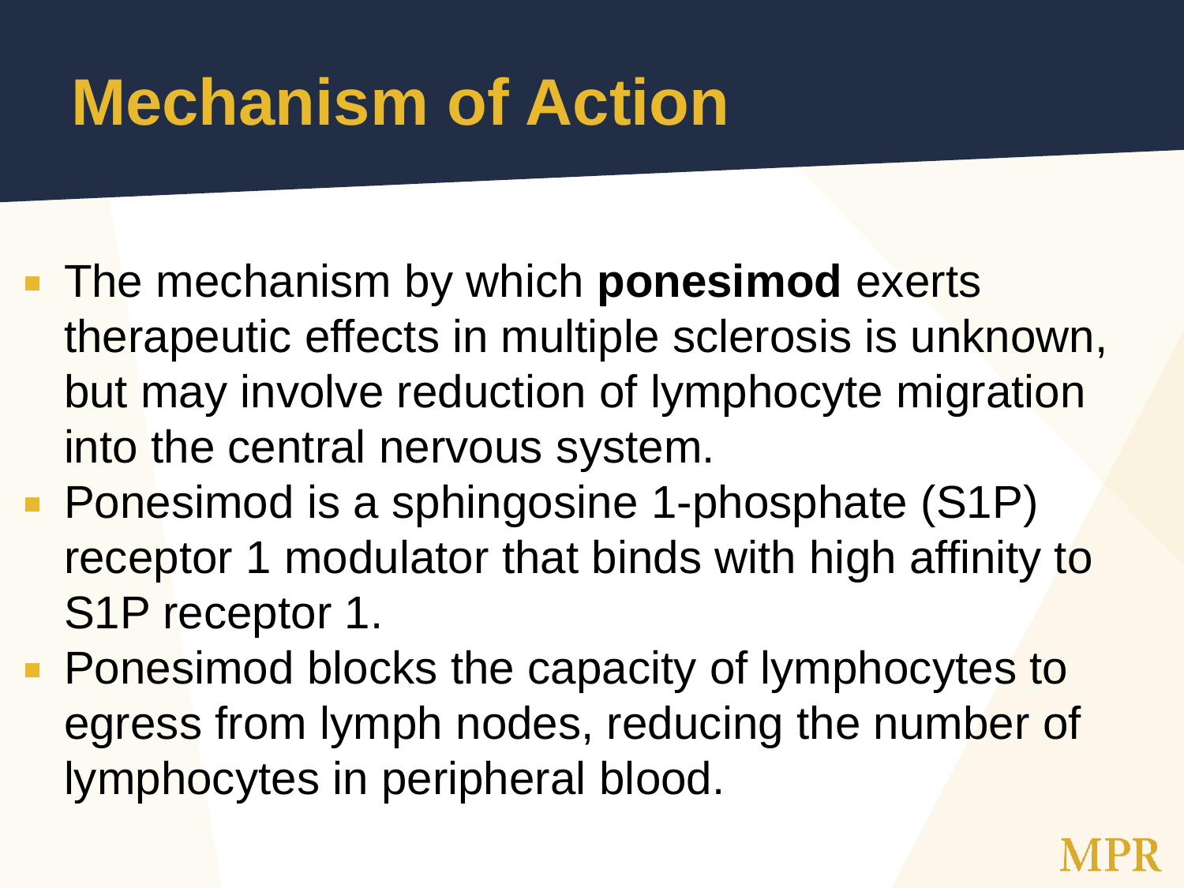# Mechanism of Action

- The mechanism by which **ponesimod** exerts therapeutic effects in multiple sclerosis is unknown, but may involve reduction of lymphocyte migration into the central nervous system.
- Ponesimod is a sphingosine 1-phosphate (S1P) receptor 1 modulator that binds with high affinity to S1P receptor 1.
- Ponesimod blocks the capacity of lymphocytes to egress from lymph nodes, reducing the number of lymphocytes in peripheral blood.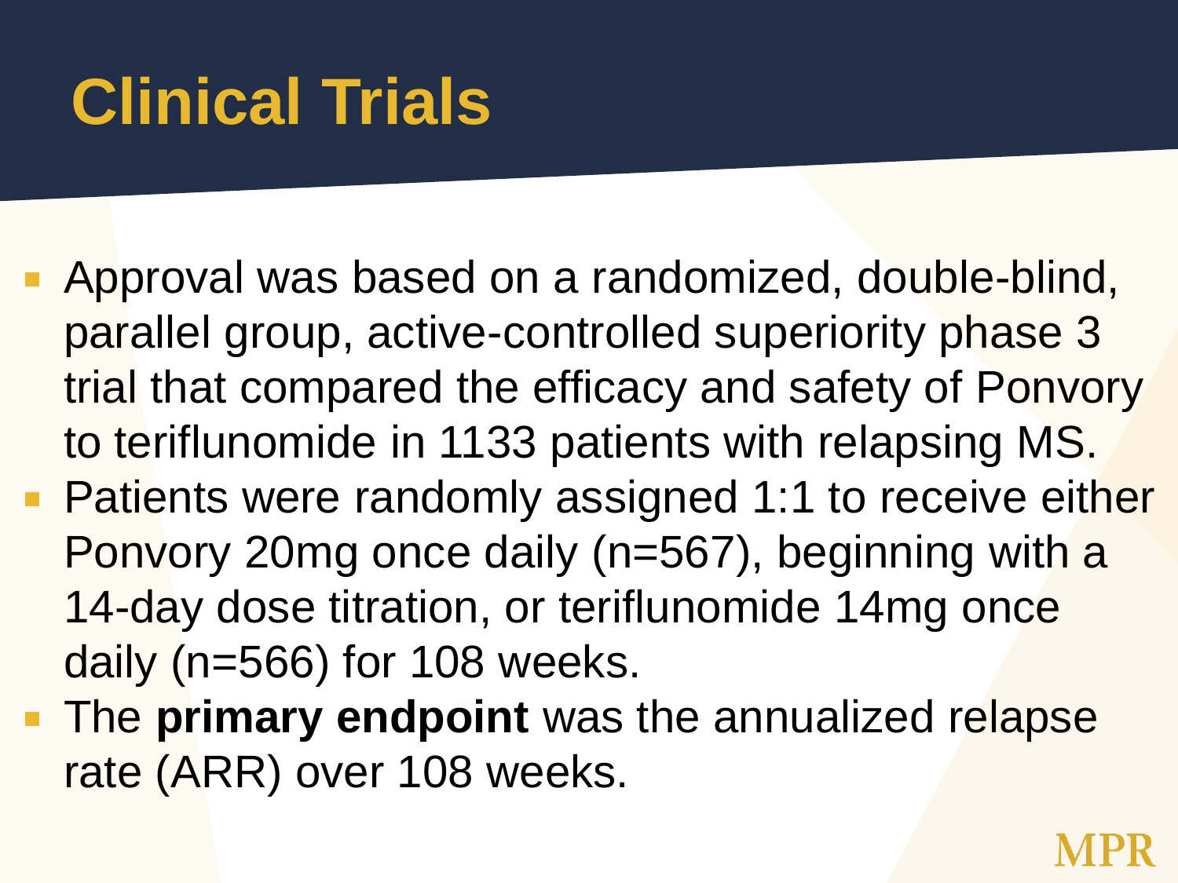# Clinical Trials

- Approval was based on a randomized, double-blind, parallel group, active-controlled superiority phase 3 trial that compared the efficacy and safety of Ponvory to teriflunomide in 1133 patients with relapsing MS.
- Patients were randomly assigned 1:1 to receive either Ponvory 20mg once daily (n=567), beginning with a 14-day dose titration, or teriflunomide 14mg once daily (n=566) for 108 weeks.
- The **primary endpoint** was the annualized relapse rate (ARR) over 108 weeks.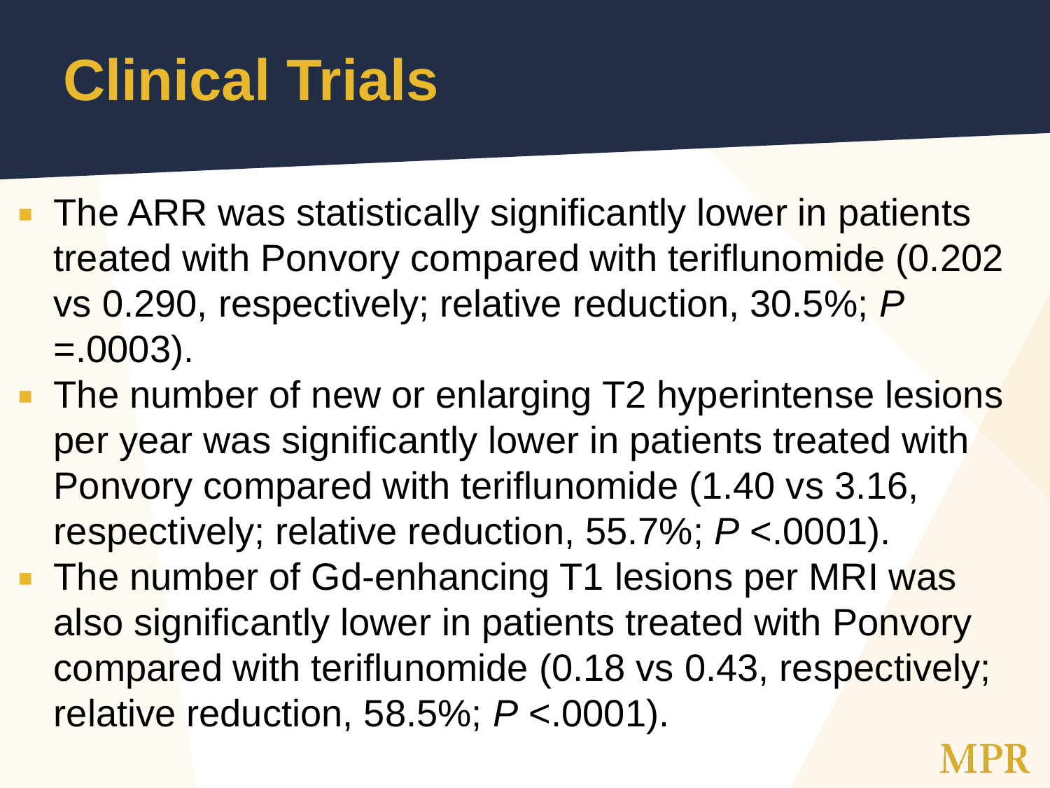# Clinical Trials

- The ARR was statistically significantly lower in patients treated with Ponvory compared with teriflunomide (0.202 vs 0.290, respectively; relative reduction, 30.5%; *P* =.0003).
- The number of new or enlarging T2 hyperintense lesions per year was significantly lower in patients treated with Ponvory compared with teriflunomide (1.40 vs 3.16, respectively; relative reduction, 55.7%; *P* <.0001).
- The number of Gd-enhancing T1 lesions per MRI was also significantly lower in patients treated with Ponvory compared with teriflunomide (0.18 vs 0.43, respectively; relative reduction, 58.5%; *P* <.0001).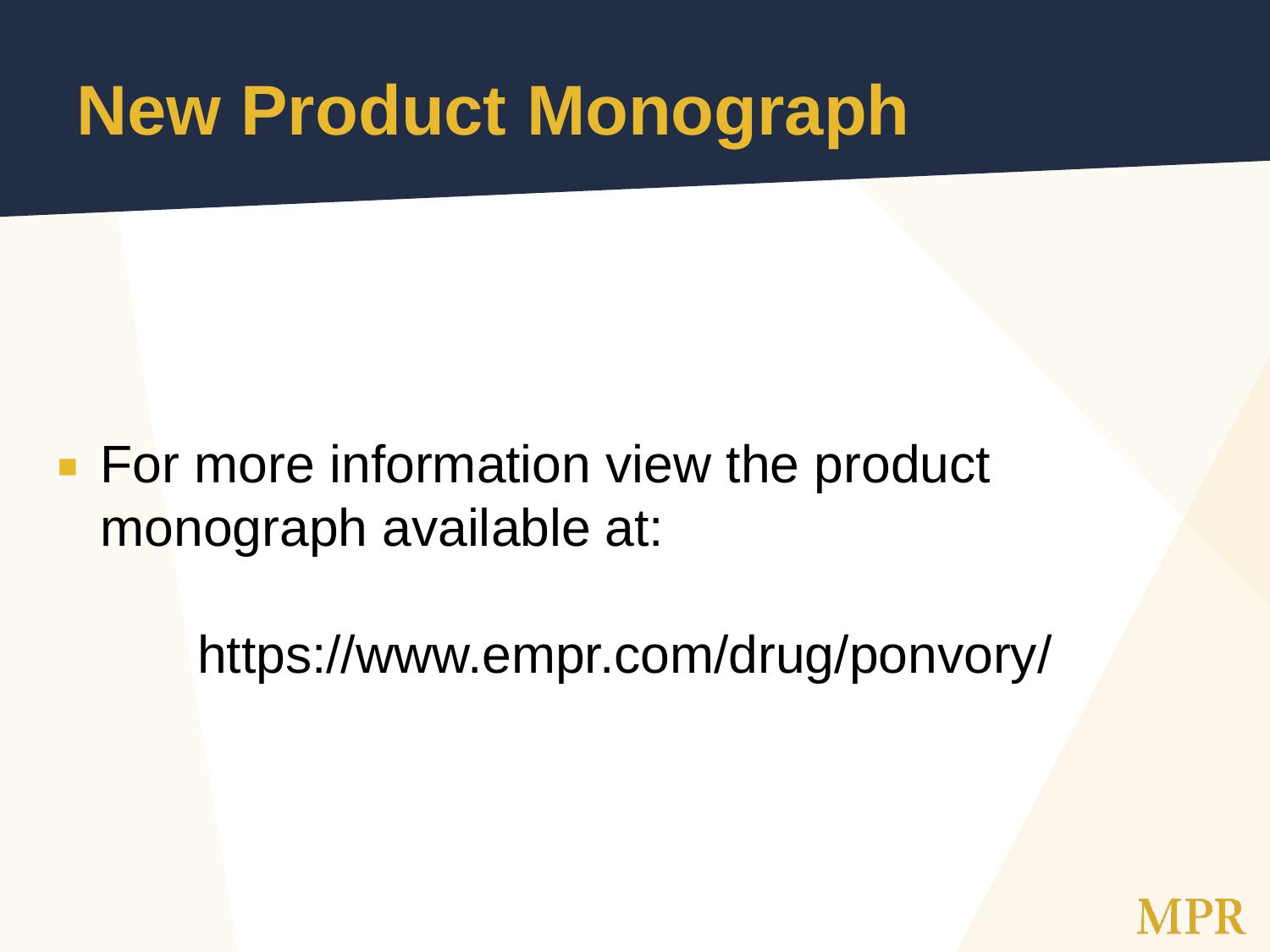# New Product Monograph

- For more information view the product monograph available at:

https://www.empr.com/drug/ponvory/